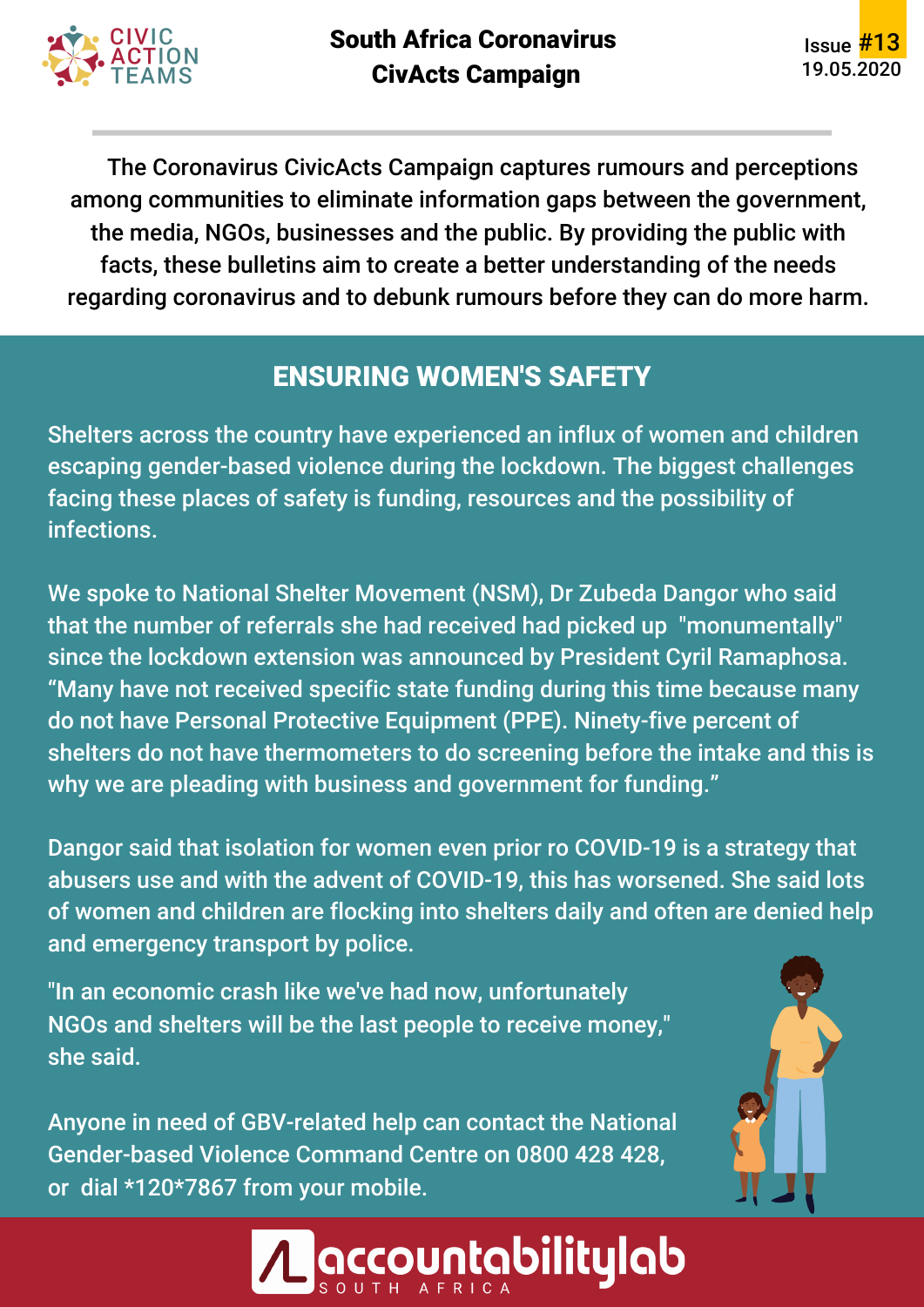# South Africa Coronavirus CivActs Campaign

Issue #13
19.05.2020

The Coronavirus CivicActs Campaign captures rumours and perceptions among communities to eliminate information gaps between the government, the media, NGOs, businesses and the public. By providing the public with facts, these bulletins aim to create a better understanding of the needs regarding coronavirus and to debunk rumours before they can do more harm.

## ENSURING WOMEN'S SAFETY

Shelters across the country have experienced an influx of women and children escaping gender-based violence during the lockdown. The biggest challenges facing these places of safety is funding, resources and the possibility of infections.

We spoke to National Shelter Movement (NSM), Dr Zubeda Dangor who said that the number of referrals she had received had picked up "monumentally" since the lockdown extension was announced by President Cyril Ramaphosa. “Many have not received specific state funding during this time because many do not have Personal Protective Equipment (PPE). Ninety-five percent of shelters do not have thermometers to do screening before the intake and this is why we are pleading with business and government for funding.”

Dangor said that isolation for women even prior ro COVID-19 is a strategy that abusers use and with the advent of COVID-19, this has worsened. She said lots of women and children are flocking into shelters daily and often are denied help and emergency transport by police.

"In an economic crash like we've had now, unfortunately NGOs and shelters will be the last people to receive money," she said.

Anyone in need of GBV-related help can contact the National Gender-based Violence Command Centre on 0800 428 428, or dial *120*7867 from your mobile.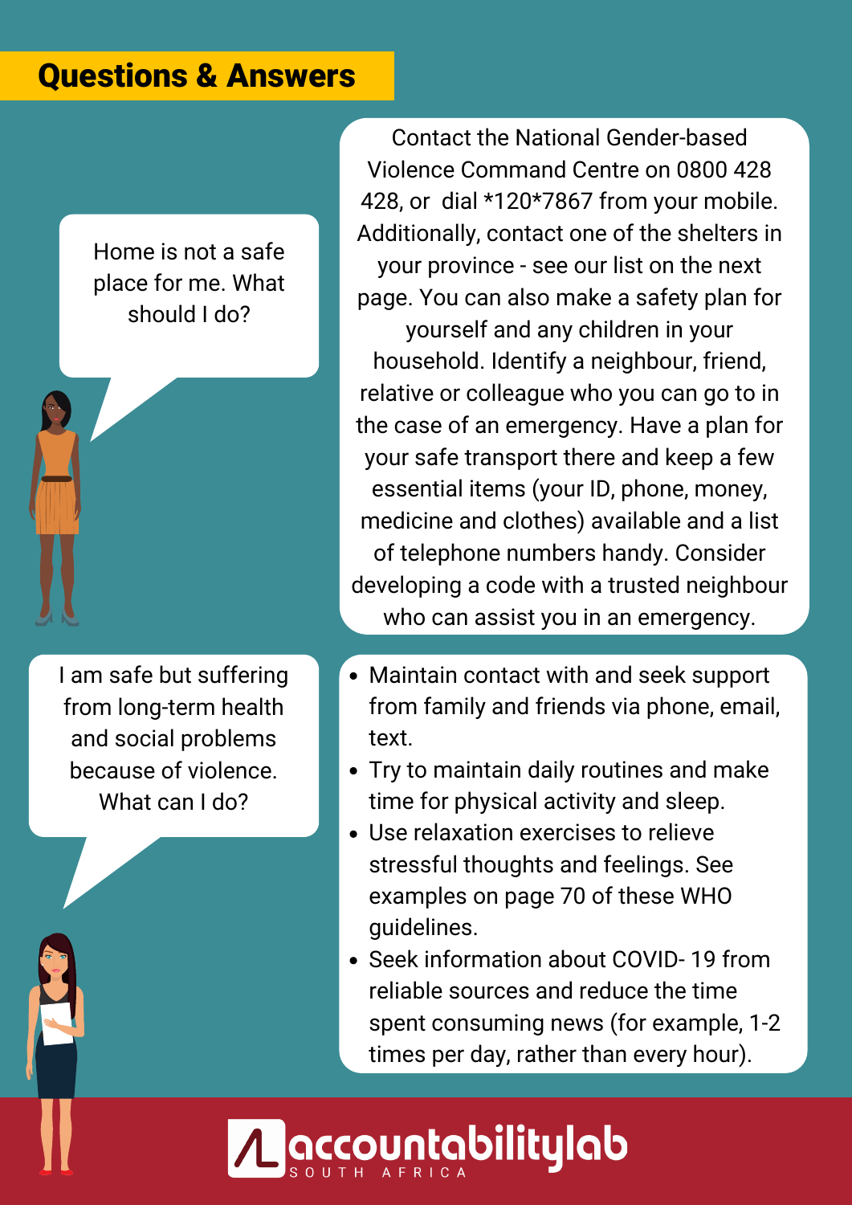## Questions & Answers

**Home is not a safe place for me. What should I do?**

Contact the National Gender-based Violence Command Centre on 0800 428 428, or dial *120*7867 from your mobile. Additionally, contact one of the shelters in your province - see our list on the next page. You can also make a safety plan for yourself and any children in your household. Identify a neighbour, friend, relative or colleague who you can go to in the case of an emergency. Have a plan for your safe transport there and keep a few essential items (your ID, phone, money, medicine and clothes) available and a list of telephone numbers handy. Consider developing a code with a trusted neighbour who can assist you in an emergency.

**I am safe but suffering from long-term health and social problems because of violence. What can I do?**

- Maintain contact with and seek support from family and friends via phone, email, text.
- Try to maintain daily routines and make time for physical activity and sleep.
- Use relaxation exercises to relieve stressful thoughts and feelings. See examples on page 70 of these WHO guidelines.
- Seek information about COVID- 19 from reliable sources and reduce the time spent consuming news (for example, 1-2 times per day, rather than every hour).

accountabilitylab SOUTH AFRICA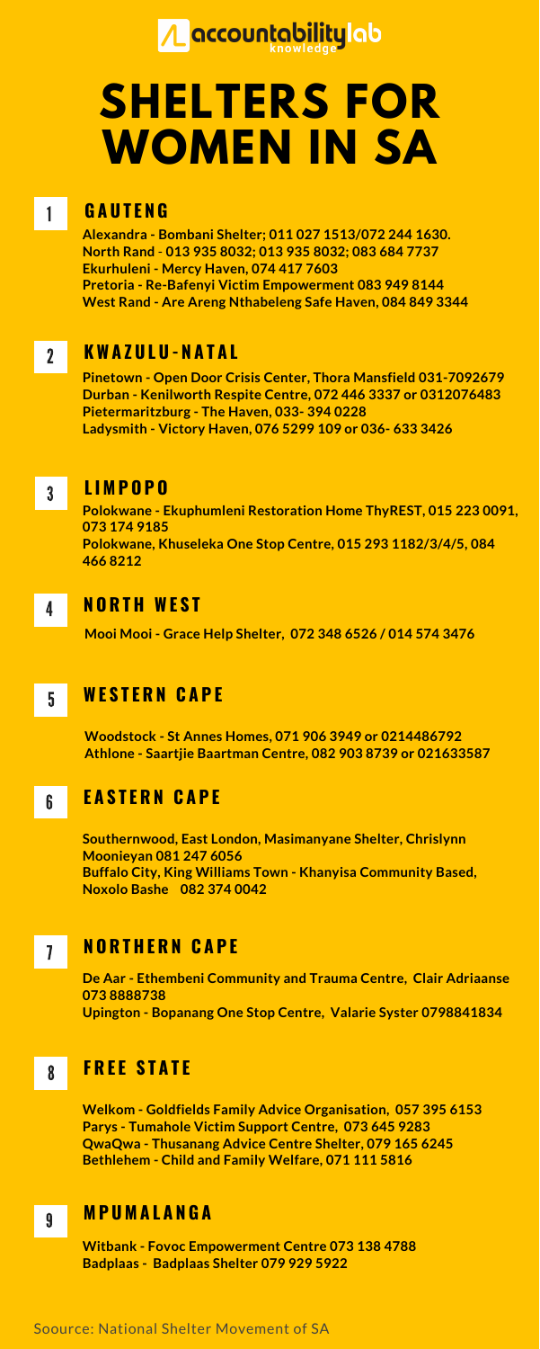accountability lab knowledge

# SHELTERS FOR WOMEN IN SA

## 1 GAUTENG

**Alexandra - Bombani Shelter; 011 027 1513/072 244 1630.**
**North Rand - 013 935 8032; 013 935 8032; 083 684 7737**
**Ekurhuleni - Mercy Haven, 074 417 7603**
**Pretoria - Re-Bafenyi Victim Empowerment 083 949 8144**
**West Rand - Are Areng Nthabeleng Safe Haven, 084 849 3344**

## 2 KWAZULU-NATAL

**Pinetown - Open Door Crisis Center, Thora Mansfield 031-7092679**
**Durban - Kenilworth Respite Centre, 072 446 3337 or 0312076483**
**Pietermaritzburg - The Haven, 033- 394 0228**
**Ladysmith - Victory Haven, 076 5299 109 or 036- 633 3426**

## 3 LIMPOPO

**Polokwane - Ekuphumleni Restoration Home ThyREST, 015 223 0091, 073 174 9185**
**Polokwane, Khuseleka One Stop Centre, 015 293 1182/3/4/5, 084 466 8212**

## 4 NORTH WEST

**Mooi Mooi - Grace Help Shelter, 072 348 6526 / 014 574 3476**

## 5 WESTERN CAPE

**Woodstock - St Annes Homes, 071 906 3949 or 0214486792**
**Athlone - Saartjie Baartman Centre, 082 903 8739 or 021633587**

## 6 EASTERN CAPE

**Southernwood, East London, Masimanyane Shelter, Chrislynn Moonieyan 081 247 6056**
**Buffalo City, King Williams Town - Khanyisa Community Based, Noxolo Bashe 082 374 0042**

## 7 NORTHERN CAPE

**De Aar - Ethembeni Community and Trauma Centre, Clair Adriaanse 073 8888738**
**Upington - Bopanang One Stop Centre, Valarie Syster 0798841834**

## 8 FREE STATE

**Welkom - Goldfields Family Advice Organisation, 057 395 6153**
**Parys - Tumahole Victim Support Centre, 073 645 9283**
**QwaQwa - Thusanang Advice Centre Shelter, 079 165 6245**
**Bethlehem - Child and Family Welfare, 071 111 5816**

## 9 MPUMALANGA

**Witbank - Fovoc Empowerment Centre 073 138 4788**
**Badplaas - Badplaas Shelter 079 929 5922**

Soource: National Shelter Movement of SA